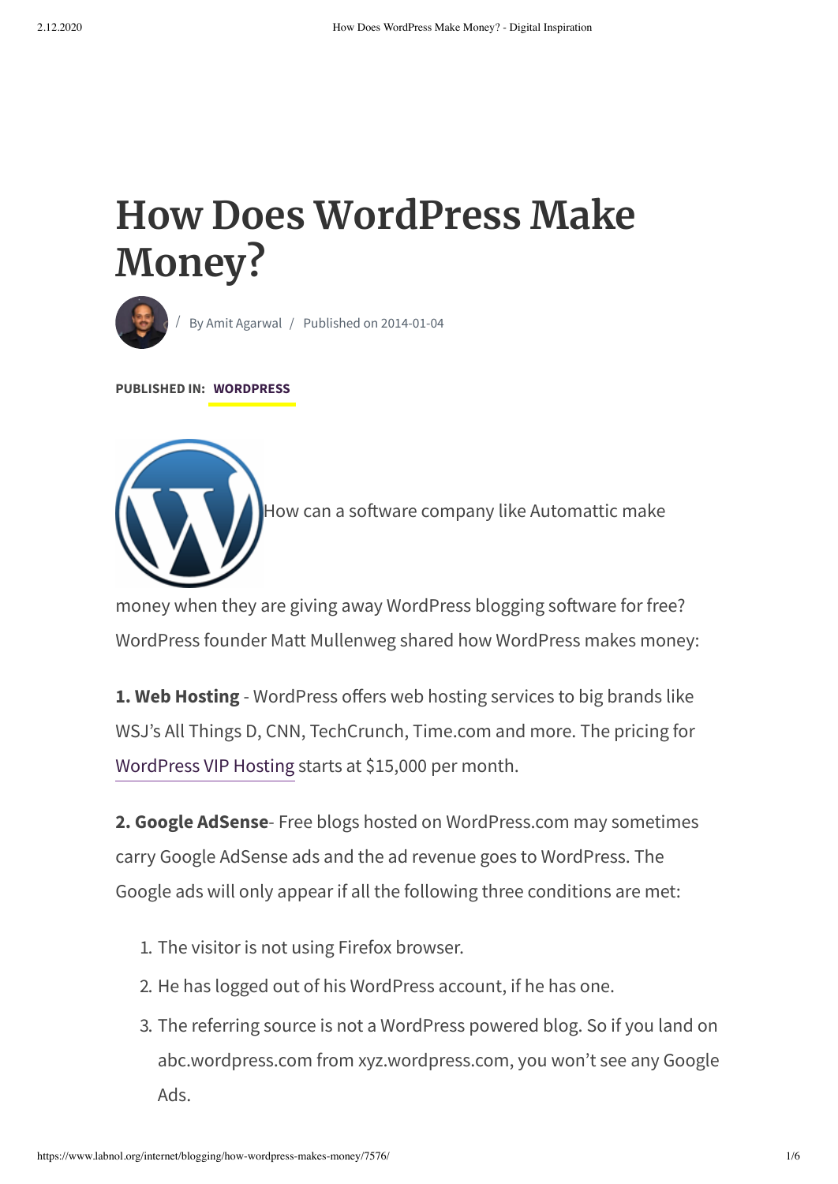# How Does WordPress Make Money?

/ By Amit Agarwal / Published on 2014-01-04

**PUBLISHED IN:** **WORDPRESS**

How can a software company like Automattic make money when they are giving away WordPress blogging software for free? WordPress founder Matt Mullenweg shared how WordPress makes money:

**1. Web Hosting** - WordPress offers web hosting services to big brands like WSJ's All Things D, CNN, TechCrunch, Time.com and more. The pricing for WordPress VIP Hosting starts at $15,000 per month.

**2. Google AdSense**- Free blogs hosted on WordPress.com may sometimes carry Google AdSense ads and the ad revenue goes to WordPress. The Google ads will only appear if all the following three conditions are met:

1. The visitor is not using Firefox browser.
2. He has logged out of his WordPress account, if he has one.
3. The referring source is not a WordPress powered blog. So if you land on abc.wordpress.com from xyz.wordpress.com, you won't see any Google Ads.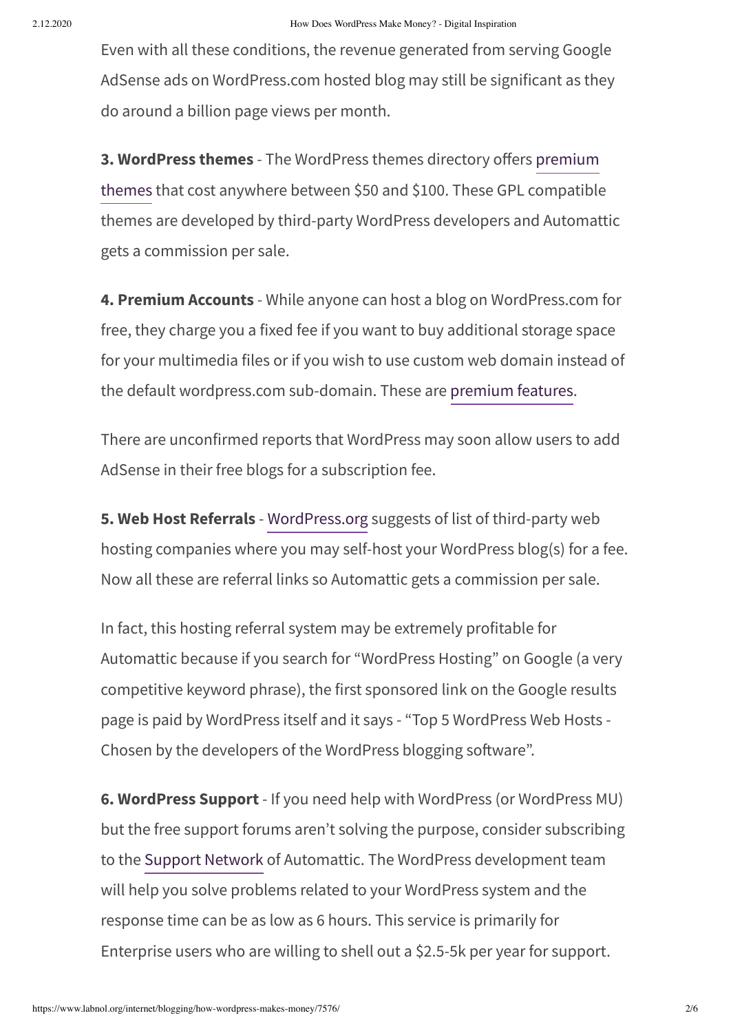Even with all these conditions, the revenue generated from serving Google AdSense ads on WordPress.com hosted blog may still be significant as they do around a billion page views per month.

**3. WordPress themes** - The WordPress themes directory offers premium themes that cost anywhere between $50 and $100. These GPL compatible themes are developed by third-party WordPress developers and Automattic gets a commission per sale.

**4. Premium Accounts** - While anyone can host a blog on WordPress.com for free, they charge you a fixed fee if you want to buy additional storage space for your multimedia files or if you wish to use custom web domain instead of the default wordpress.com sub-domain. These are premium features.

There are unconfirmed reports that WordPress may soon allow users to add AdSense in their free blogs for a subscription fee.

**5. Web Host Referrals** - WordPress.org suggests of list of third-party web hosting companies where you may self-host your WordPress blog(s) for a fee. Now all these are referral links so Automattic gets a commission per sale.

In fact, this hosting referral system may be extremely profitable for Automattic because if you search for "WordPress Hosting" on Google (a very competitive keyword phrase), the first sponsored link on the Google results page is paid by WordPress itself and it says - "Top 5 WordPress Web Hosts - Chosen by the developers of the WordPress blogging software".

**6. WordPress Support** - If you need help with WordPress (or WordPress MU) but the free support forums aren't solving the purpose, consider subscribing to the Support Network of Automattic. The WordPress development team will help you solve problems related to your WordPress system and the response time can be as low as 6 hours. This service is primarily for Enterprise users who are willing to shell out a $2.5-5k per year for support.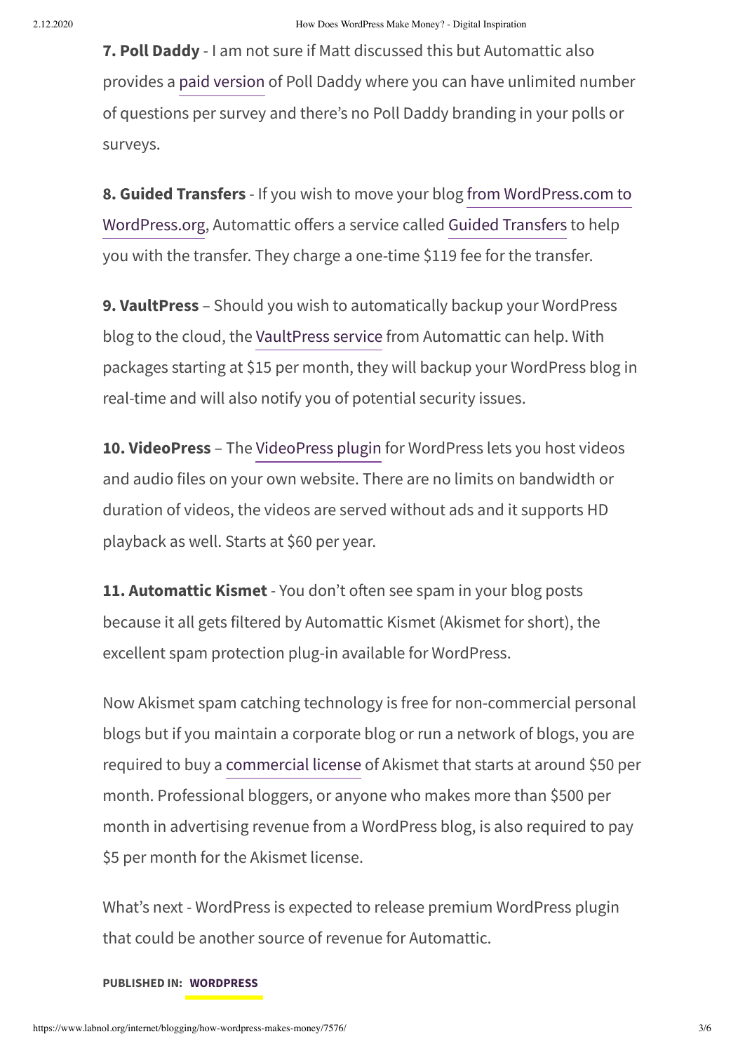**7. Poll Daddy** - I am not sure if Matt discussed this but Automattic also provides a paid version of Poll Daddy where you can have unlimited number of questions per survey and there's no Poll Daddy branding in your polls or surveys.

**8. Guided Transfers** - If you wish to move your blog from WordPress.com to WordPress.org, Automattic offers a service called Guided Transfers to help you with the transfer. They charge a one-time $119 fee for the transfer.

**9. VaultPress** – Should you wish to automatically backup your WordPress blog to the cloud, the VaultPress service from Automattic can help. With packages starting at $15 per month, they will backup your WordPress blog in real-time and will also notify you of potential security issues.

**10. VideoPress** – The VideoPress plugin for WordPress lets you host videos and audio files on your own website. There are no limits on bandwidth or duration of videos, the videos are served without ads and it supports HD playback as well. Starts at $60 per year.

**11. Automattic Kismet** - You don't often see spam in your blog posts because it all gets filtered by Automattic Kismet (Akismet for short), the excellent spam protection plug-in available for WordPress.

Now Akismet spam catching technology is free for non-commercial personal blogs but if you maintain a corporate blog or run a network of blogs, you are required to buy a commercial license of Akismet that starts at around $50 per month. Professional bloggers, or anyone who makes more than $500 per month in advertising revenue from a WordPress blog, is also required to pay $5 per month for the Akismet license.

What's next - WordPress is expected to release premium WordPress plugin that could be another source of revenue for Automattic.

**PUBLISHED IN: WORDPRESS**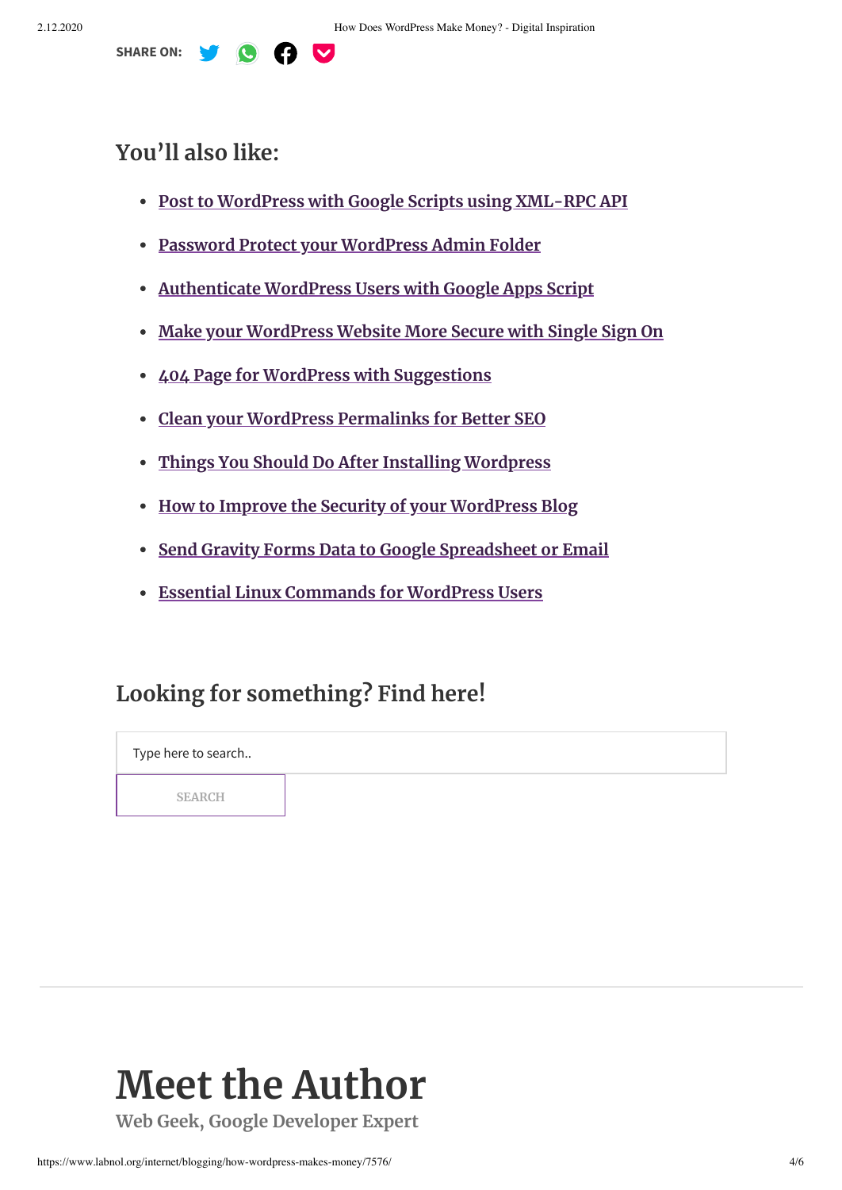**SHARE ON:**

## You'll also like:

- Post to WordPress with Google Scripts using XML-RPC API
- Password Protect your WordPress Admin Folder
- Authenticate WordPress Users with Google Apps Script
- Make your WordPress Website More Secure with Single Sign On
- 404 Page for WordPress with Suggestions
- Clean your WordPress Permalinks for Better SEO
- Things You Should Do After Installing Wordpress
- How to Improve the Security of your WordPress Blog
- Send Gravity Forms Data to Google Spreadsheet or Email
- Essential Linux Commands for WordPress Users

## Looking for something? Find here!

Type here to search..

SEARCH

# Meet the Author

**Web Geek, Google Developer Expert**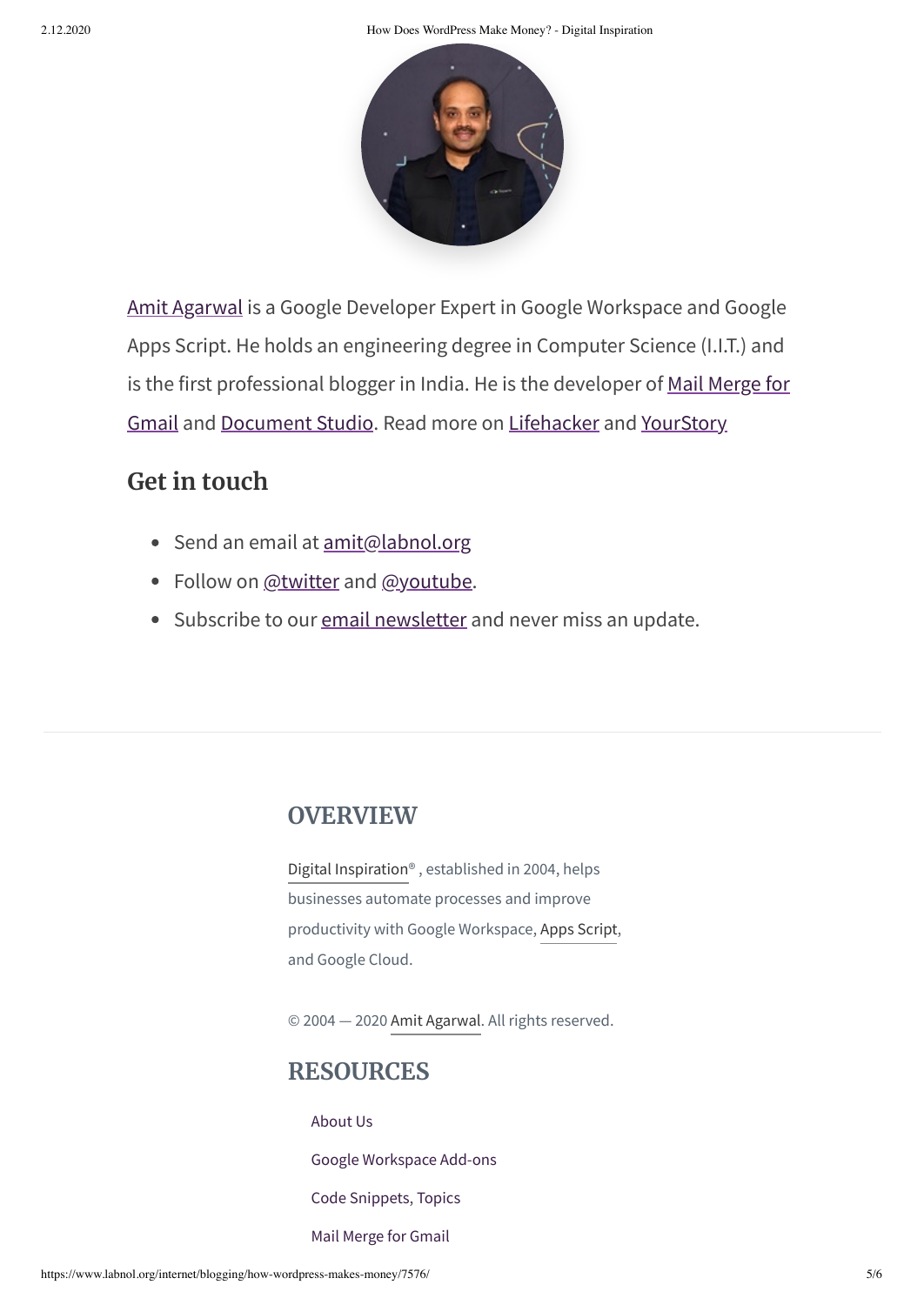Amit Agarwal is a Google Developer Expert in Google Workspace and Google Apps Script. He holds an engineering degree in Computer Science (I.I.T.) and is the first professional blogger in India. He is the developer of Mail Merge for Gmail and Document Studio. Read more on Lifehacker and YourStory

## Get in touch

- Send an email at amit@labnol.org
- Follow on @twitter and @youtube.
- Subscribe to our email newsletter and never miss an update.

## OVERVIEW

Digital Inspiration® , established in 2004, helps businesses automate processes and improve productivity with Google Workspace, Apps Script, and Google Cloud.

© 2004 — 2020 Amit Agarwal. All rights reserved.

## RESOURCES

- About Us
- Google Workspace Add-ons
- Code Snippets, Topics
- Mail Merge for Gmail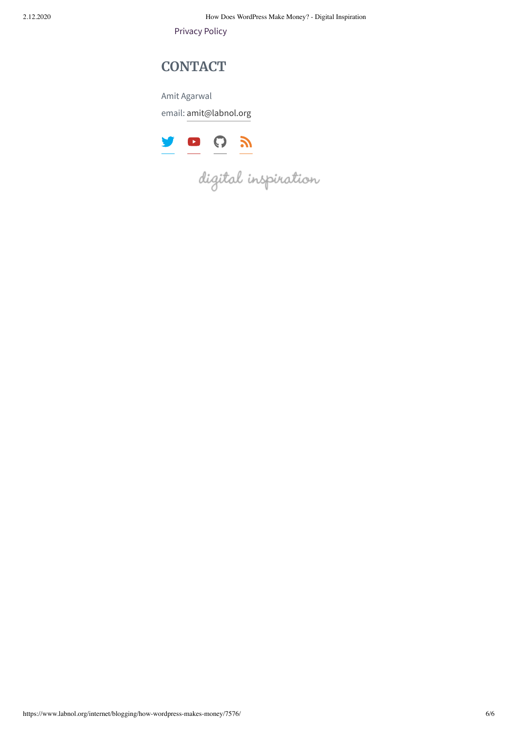Privacy Policy

## CONTACT

Amit Agarwal

email: amit@labnol.org

digital inspiration